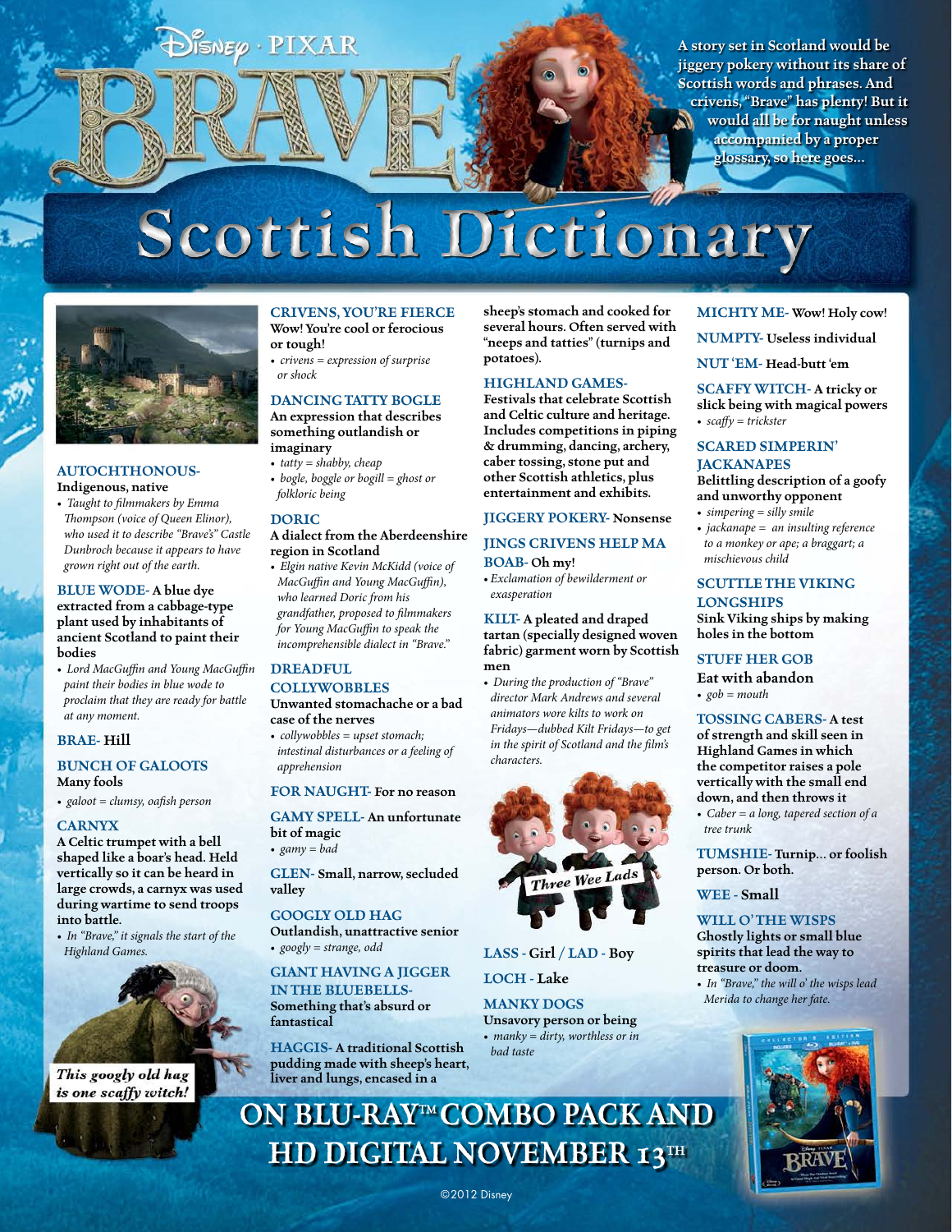Disney · PIXAR

# BRAVE

A story set in Scotland would be jiggery pokery without its share of Scottish words and phrases. And crivens, "Brave" has plenty! But it would all be for naught unless accompanied by a proper glossary, so here goes...

# Scottish Dictionary

**AUTOCHTHONOUS-** Indigenous, native

- *Taught to filmmakers by Emma Thompson (voice of Queen Elinor), who used it to describe "Brave's" Castle Dunbroch because it appears to have grown right out of the earth.*

**BLUE WODE-** A blue dye extracted from a cabbage-type plant used by inhabitants of ancient Scotland to paint their bodies

- *Lord MacGuffin and Young MacGuffin paint their bodies in blue wode to proclaim that they are ready for battle at any moment.*

**BRAE-** Hill

**BUNCH OF GALOOTS** Many fools

- *galoot = clumsy, oafish person*

**CARNYX** A Celtic trumpet with a bell shaped like a boar's head. Held vertically so it can be heard in large crowds, a carnyx was used during wartime to send troops into battle.

- *In "Brave," it signals the start of the Highland Games.*

*This googly old hag is one scaffy witch!*

**CRIVENS, YOU'RE FIERCE** Wow! You're cool or ferocious or tough!

- *crivens = expression of surprise or shock*

**DANCING TATTY BOGLE** An expression that describes something outlandish or imaginary

- *tatty = shabby, cheap*
- *bogle, boggle or bogill = ghost or folkloric being*

**DORIC** A dialect from the Aberdeenshire region in Scotland

- *Elgin native Kevin McKidd (voice of MacGuffin and Young MacGuffin), who learned Doric from his grandfather, proposed to filmmakers for Young MacGuffin to speak the incomprehensible dialect in "Brave."*

**DREADFUL COLLYWOBBLES** Unwanted stomachache or a bad case of the nerves

- *collywobbles = upset stomach; intestinal disturbances or a feeling of apprehension*

**FOR NAUGHT-** For no reason

**GAMY SPELL-** An unfortunate bit of magic

- *gamy = bad*

**GLEN-** Small, narrow, secluded valley

**GOOGLY OLD HAG** Outlandish, unattractive senior

- *googly = strange, odd*

**GIANT HAVING A JIGGER IN THE BLUEBELLS-** Something that's absurd or fantastical

**HAGGIS-** A traditional Scottish pudding made with sheep's heart, liver and lungs, encased in a sheep's stomach and cooked for several hours. Often served with "neeps and tatties" (turnips and potatoes).

**HIGHLAND GAMES-** Festivals that celebrate Scottish and Celtic culture and heritage. Includes competitions in piping & drumming, dancing, archery, caber tossing, stone put and other Scottish athletics, plus entertainment and exhibits.

**JIGGERY POKERY-** Nonsense

**JINGS CRIVENS HELP MA BOAB-** Oh my!

- *Exclamation of bewilderment or exasperation*

**KILT-** A pleated and draped tartan (specially designed woven fabric) garment worn by Scottish men

- *During the production of "Brave" director Mark Andrews and several animators wore kilts to work on Fridays—dubbed Kilt Fridays—to get in the spirit of Scotland and the film's characters.*

*Three Wee Lads*

**LASS** - Girl / **LAD** - Boy

**LOCH** - Lake

**MANKY DOGS** Unsavory person or being

- *manky = dirty, worthless or in bad taste*

**MICHTY ME-** Wow! Holy cow!

**NUMPTY-** Useless individual

**NUT 'EM-** Head-butt 'em

**SCAFFY WITCH-** A tricky or slick being with magical powers

- *scaffy = trickster*

**SCARED SIMPERIN' JACKANAPES** Belittling description of a goofy and unworthy opponent

- *simpering = silly smile*
- *jackanape = an insulting reference to a monkey or ape; a braggart; a mischievous child*

**SCUTTLE THE VIKING LONGSHIPS** Sink Viking ships by making holes in the bottom

**STUFF HER GOB** Eat with abandon

- *gob = mouth*

**TOSSING CABERS-** A test of strength and skill seen in Highland Games in which the competitor raises a pole vertically with the small end down, and then throws it

- *Caber = a long, tapered section of a tree trunk*

**TUMSHIE-** Turnip... or foolish person. Or both.

**WEE** - Small

**WILL O' THE WISPS** Ghostly lights or small blue spirits that lead the way to treasure or doom.

- *In "Brave," the will o' the wisps lead Merida to change her fate.*

**ON BLU-RAY™ COMBO PACK AND HD DIGITAL NOVEMBER 13TH**

©2012 Disney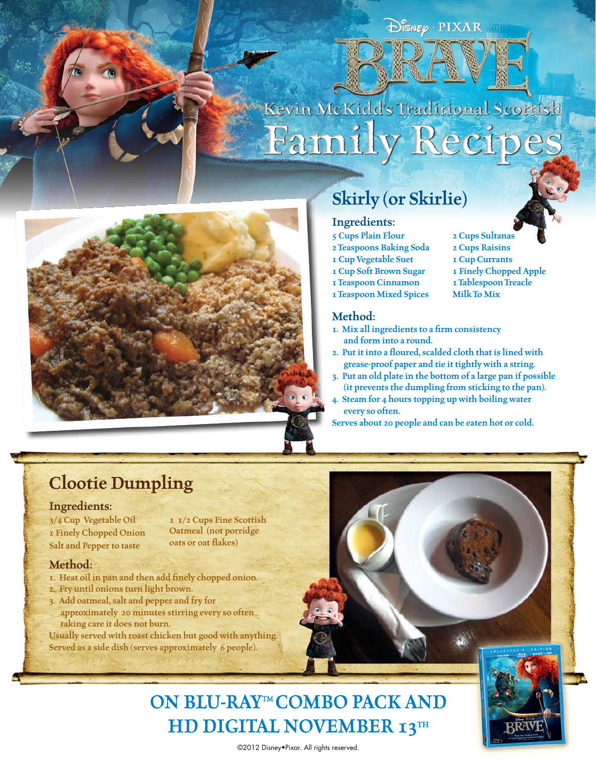Disney · PIXAR

# BRAVE

## Kevin McKidd's Traditional Scottish Family Recipes

## Skirly (or Skirlie)

### Ingredients:

- 5 Cups Plain Flour
- 2 Teaspoons Baking Soda
- 1 Cup Vegetable Suet
- 1 Cup Soft Brown Sugar
- 1 Teaspoon Cinnamon
- 1 Teaspoon Mixed Spices
- 2 Cups Sultanas
- 2 Cups Raisins
- 1 Cup Currants
- 1 Finely Chopped Apple
- 1 Tablespoon Treacle
- Milk To Mix

### Method:

1. Mix all ingredients to a firm consistency and form into a round.
2. Put it into a floured, scalded cloth that is lined with grease-proof paper and tie it tightly with a string.
3. Put an old plate in the bottom of a large pan if possible (it prevents the dumpling from sticking to the pan).
4. Steam for 4 hours topping up with boiling water every so often.

Serves about 20 people and can be eaten hot or cold.

## Clootie Dumpling

### Ingredients:

- 3/4 Cup Vegetable Oil
- 1 Finely Chopped Onion
- Salt and Pepper to taste
- 1 1/2 Cups Fine Scottish Oatmeal (not porridge oats or oat flakes)

### Method:

1. Heat oil in pan and then add finely chopped onion.
2. Fry until onions turn light brown.
3. Add oatmeal, salt and pepper and fry for approximately 20 minutes stirring every so often taking care it does not burn.

Usually served with roast chicken but good with anything. Served as a side dish (serves approximately 6 people).

## ON BLU-RAY™ COMBO PACK AND HD DIGITAL NOVEMBER 13TH

©2012 Disney•Pixar. All rights reserved.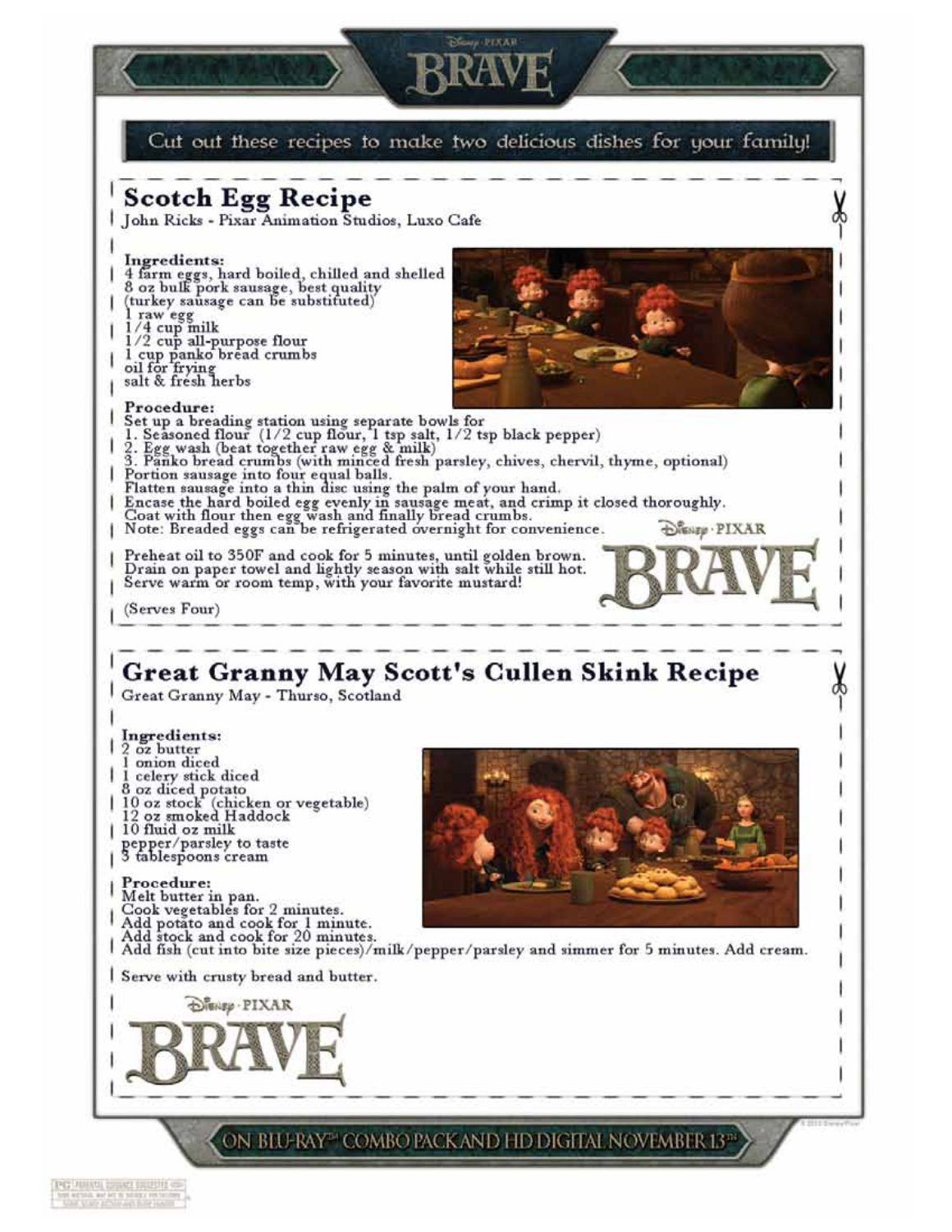# BRAVE

Cut out these recipes to make two delicious dishes for your family!

## Scotch Egg Recipe

John Ricks - Pixar Animation Studios, Luxo Cafe

**Ingredients:**

4 farm eggs, hard boiled, chilled and shelled
8 oz bulk pork sausage, best quality
(turkey sausage can be substituted)
1 raw egg
1/4 cup milk
1/2 cup all-purpose flour
1 cup panko bread crumbs
oil for frying
salt & fresh herbs

**Procedure:**

Set up a breading station using separate bowls for
1. Seasoned flour (1/2 cup flour, 1 tsp salt, 1/2 tsp black pepper)
2. Egg wash (beat together raw egg & milk)
3. Panko bread crumbs (with minced fresh parsley, chives, chervil, thyme, optional)

Portion sausage into four equal balls.
Flatten sausage into a thin disc using the palm of your hand.
Encase the hard boiled egg evenly in sausage meat, and crimp it closed thoroughly.
Coat with flour then egg wash and finally bread crumbs.
Note: Breaded eggs can be refrigerated overnight for convenience.

Preheat oil to 350F and cook for 5 minutes, until golden brown.
Drain on paper towel and lightly season with salt while still hot.
Serve warm or room temp, with your favorite mustard!

(Serves Four)

## Great Granny May Scott's Cullen Skink Recipe

Great Granny May - Thurso, Scotland

**Ingredients:**

2 oz butter
1 onion diced
1 celery stick diced
8 oz diced potato
10 oz stock (chicken or vegetable)
12 oz smoked Haddock
10 fluid oz milk
pepper/parsley to taste
3 tablespoons cream

**Procedure:**

Melt butter in pan.
Cook vegetables for 2 minutes.
Add potato and cook for 1 minute.
Add stock and cook for 20 minutes.
Add fish (cut into bite size pieces)/milk/pepper/parsley and simmer for 5 minutes. Add cream.

Serve with crusty bread and butter.

ON BLU-RAY™ COMBO PACK AND HD DIGITAL NOVEMBER 13TH